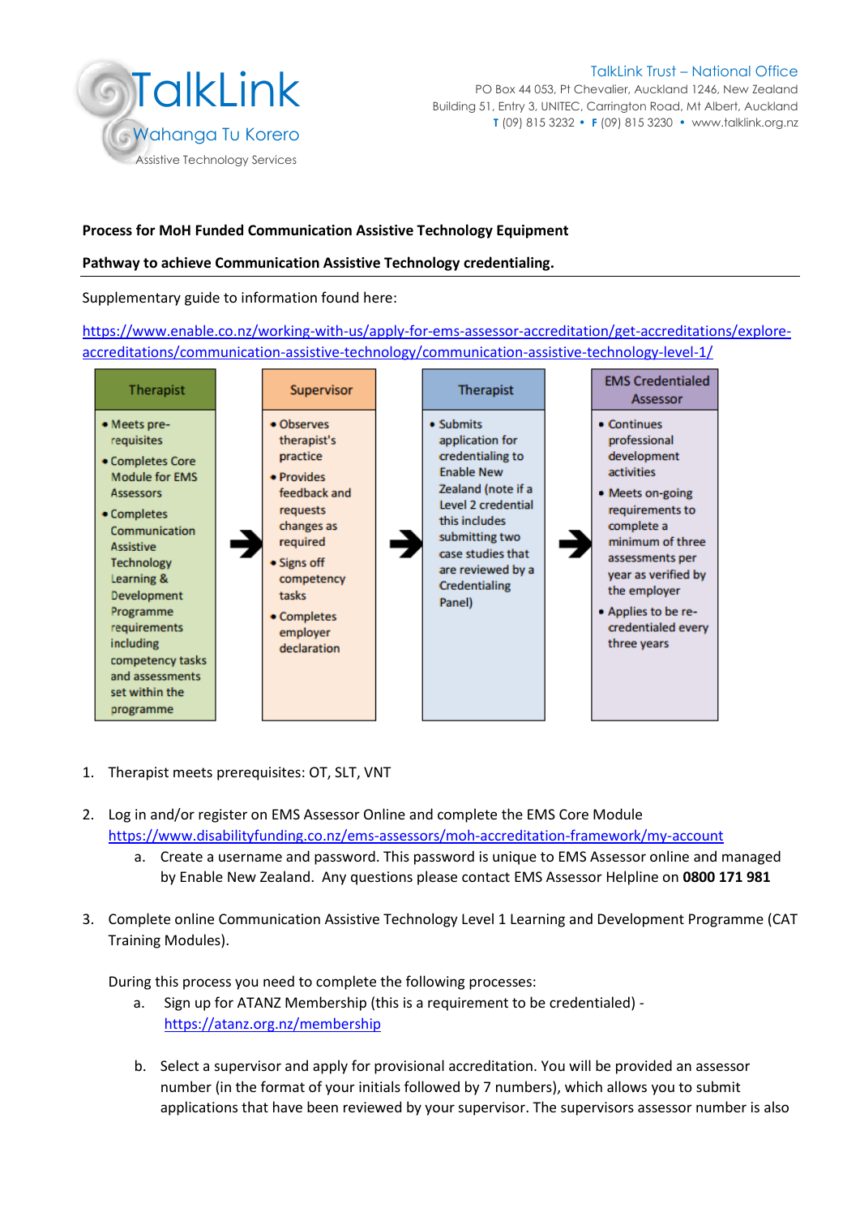TalkLink
Wahanga Tu Korero
Assistive Technology Services

TalkLink Trust – National Office
PO Box 44 053, Pt Chevalier, Auckland 1246, New Zealand
Building 51, Entry 3, UNITEC, Carrington Road, Mt Albert, Auckland
**T** (09) 815 3232 • **F** (09) 815 3230 • www.talklink.org.nz

**Process for MoH Funded Communication Assistive Technology Equipment**

**Pathway to achieve Communication Assistive Technology credentialing.**

Supplementary guide to information found here:

https://www.enable.co.nz/working-with-us/apply-for-ems-assessor-accreditation/get-accreditations/explore-accreditations/communication-assistive-technology/communication-assistive-technology-level-1/

| Therapist | → | Supervisor | → | Therapist | → | EMS Credentialed Assessor |
|---|---|---|---|---|---|---|
| • Meets pre-requisites<br>• Completes Core Module for EMS Assessors<br>• Completes Communication Assistive Technology Learning & Development Programme requirements including competency tasks and assessments set within the programme | | • Observes therapist's practice<br>• Provides feedback and requests changes as required<br>• Signs off competency tasks<br>• Completes employer declaration | | • Submits application for credentialing to Enable New Zealand (note if a Level 2 credential this includes submitting two case studies that are reviewed by a Credentialing Panel) | | • Continues professional development activities<br>• Meets on-going requirements to complete a minimum of three assessments per year as verified by the employer<br>• Applies to be re-credentialed every three years |

1. Therapist meets prerequisites: OT, SLT, VNT

2. Log in and/or register on EMS Assessor Online and complete the EMS Core Module https://www.disabilityfunding.co.nz/ems-assessors/moh-accreditation-framework/my-account
   a. Create a username and password. This password is unique to EMS Assessor online and managed by Enable New Zealand. Any questions please contact EMS Assessor Helpline on **0800 171 981**

3. Complete online Communication Assistive Technology Level 1 Learning and Development Programme (CAT Training Modules).

   During this process you need to complete the following processes:
   a. Sign up for ATANZ Membership (this is a requirement to be credentialed) - https://atanz.org.nz/membership

   b. Select a supervisor and apply for provisional accreditation. You will be provided an assessor number (in the format of your initials followed by 7 numbers), which allows you to submit applications that have been reviewed by your supervisor. The supervisors assessor number is also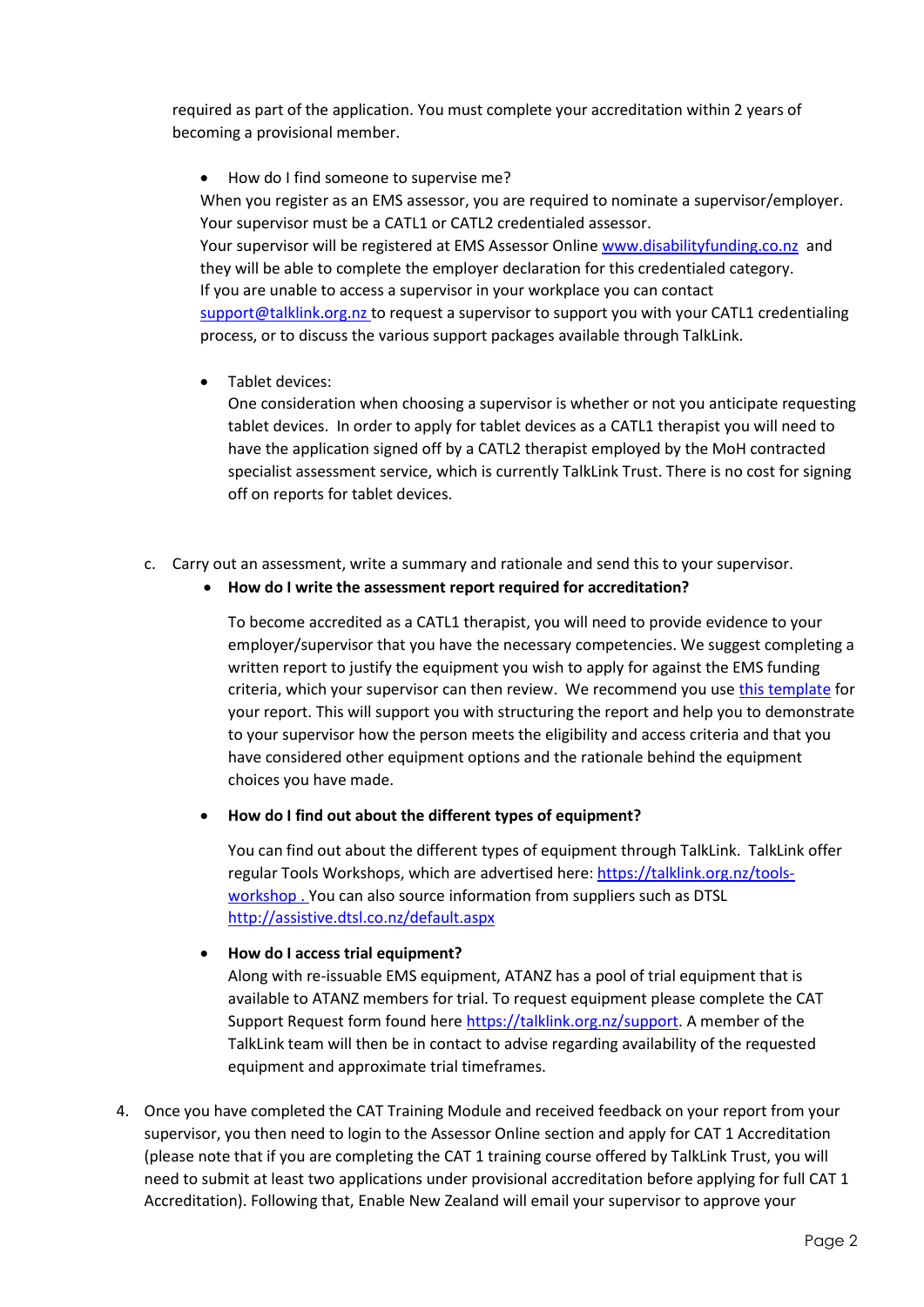required as part of the application. You must complete your accreditation within 2 years of becoming a provisional member.

- How do I find someone to supervise me?

  When you register as an EMS assessor, you are required to nominate a supervisor/employer. Your supervisor must be a CATL1 or CATL2 credentialed assessor.
  Your supervisor will be registered at EMS Assessor Online [www.disabilityfunding.co.nz](www.disabilityfunding.co.nz) and they will be able to complete the employer declaration for this credentialed category.
  If you are unable to access a supervisor in your workplace you can contact [support@talklink.org.nz](mailto:support@talklink.org.nz) to request a supervisor to support you with your CATL1 credentialing process, or to discuss the various support packages available through TalkLink.

- Tablet devices:

  One consideration when choosing a supervisor is whether or not you anticipate requesting tablet devices. In order to apply for tablet devices as a CATL1 therapist you will need to have the application signed off by a CATL2 therapist employed by the MoH contracted specialist assessment service, which is currently TalkLink Trust. There is no cost for signing off on reports for tablet devices.

c. Carry out an assessment, write a summary and rationale and send this to your supervisor.

- **How do I write the assessment report required for accreditation?**

  To become accredited as a CATL1 therapist, you will need to provide evidence to your employer/supervisor that you have the necessary competencies. We suggest completing a written report to justify the equipment you wish to apply for against the EMS funding criteria, which your supervisor can then review. We recommend you use this template for your report. This will support you with structuring the report and help you to demonstrate to your supervisor how the person meets the eligibility and access criteria and that you have considered other equipment options and the rationale behind the equipment choices you have made.

- **How do I find out about the different types of equipment?**

  You can find out about the different types of equipment through TalkLink. TalkLink offer regular Tools Workshops, which are advertised here: [https://talklink.org.nz/tools-workshop](https://talklink.org.nz/tools-workshop) . You can also source information from suppliers such as DTSL [http://assistive.dtsl.co.nz/default.aspx](http://assistive.dtsl.co.nz/default.aspx)

- **How do I access trial equipment?**

  Along with re-issuable EMS equipment, ATANZ has a pool of trial equipment that is available to ATANZ members for trial. To request equipment please complete the CAT Support Request form found here [https://talklink.org.nz/support](https://talklink.org.nz/support). A member of the TalkLink team will then be in contact to advise regarding availability of the requested equipment and approximate trial timeframes.

4. Once you have completed the CAT Training Module and received feedback on your report from your supervisor, you then need to login to the Assessor Online section and apply for CAT 1 Accreditation (please note that if you are completing the CAT 1 training course offered by TalkLink Trust, you will need to submit at least two applications under provisional accreditation before applying for full CAT 1 Accreditation). Following that, Enable New Zealand will email your supervisor to approve your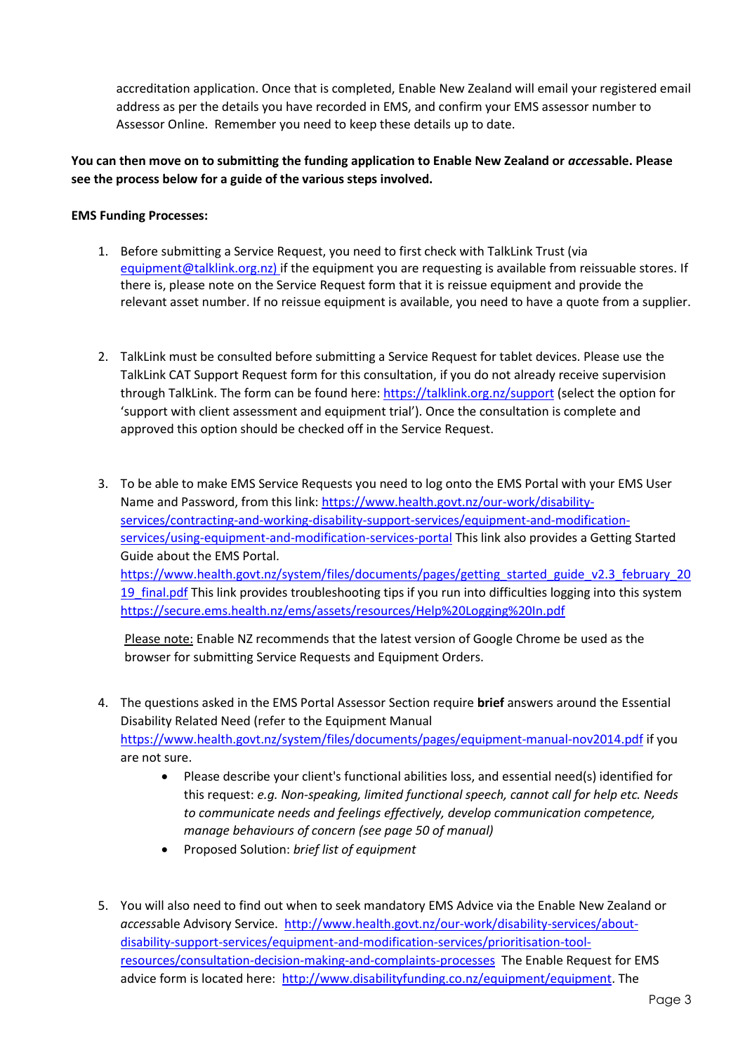accreditation application. Once that is completed, Enable New Zealand will email your registered email address as per the details you have recorded in EMS, and confirm your EMS assessor number to Assessor Online. Remember you need to keep these details up to date.

**You can then move on to submitting the funding application to Enable New Zealand or *access*able. Please see the process below for a guide of the various steps involved.**

**EMS Funding Processes:**

1. Before submitting a Service Request, you need to first check with TalkLink Trust (via equipment@talklink.org.nz) if the equipment you are requesting is available from reissuable stores. If there is, please note on the Service Request form that it is reissue equipment and provide the relevant asset number. If no reissue equipment is available, you need to have a quote from a supplier.

2. TalkLink must be consulted before submitting a Service Request for tablet devices. Please use the TalkLink CAT Support Request form for this consultation, if you do not already receive supervision through TalkLink. The form can be found here: https://talklink.org.nz/support (select the option for 'support with client assessment and equipment trial'). Once the consultation is complete and approved this option should be checked off in the Service Request.

3. To be able to make EMS Service Requests you need to log onto the EMS Portal with your EMS User Name and Password, from this link: https://www.health.govt.nz/our-work/disability-services/contracting-and-working-disability-support-services/equipment-and-modification-services/using-equipment-and-modification-services-portal This link also provides a Getting Started Guide about the EMS Portal. https://www.health.govt.nz/system/files/documents/pages/getting_started_guide_v2.3_february_2019_final.pdf This link provides troubleshooting tips if you run into difficulties logging into this system https://secure.ems.health.nz/ems/assets/resources/Help%20Logging%20In.pdf

   Please note: Enable NZ recommends that the latest version of Google Chrome be used as the browser for submitting Service Requests and Equipment Orders.

4. The questions asked in the EMS Portal Assessor Section require **brief** answers around the Essential Disability Related Need (refer to the Equipment Manual https://www.health.govt.nz/system/files/documents/pages/equipment-manual-nov2014.pdf if you are not sure.
   - Please describe your client's functional abilities loss, and essential need(s) identified for this request: *e.g. Non-speaking, limited functional speech, cannot call for help etc. Needs to communicate needs and feelings effectively, develop communication competence, manage behaviours of concern (see page 50 of manual)*
   - Proposed Solution: *brief list of equipment*

5. You will also need to find out when to seek mandatory EMS Advice via the Enable New Zealand or *access*able Advisory Service. http://www.health.govt.nz/our-work/disability-services/about-disability-support-services/equipment-and-modification-services/prioritisation-tool-resources/consultation-decision-making-and-complaints-processes The Enable Request for EMS advice form is located here: http://www.disabilityfunding.co.nz/equipment/equipment. The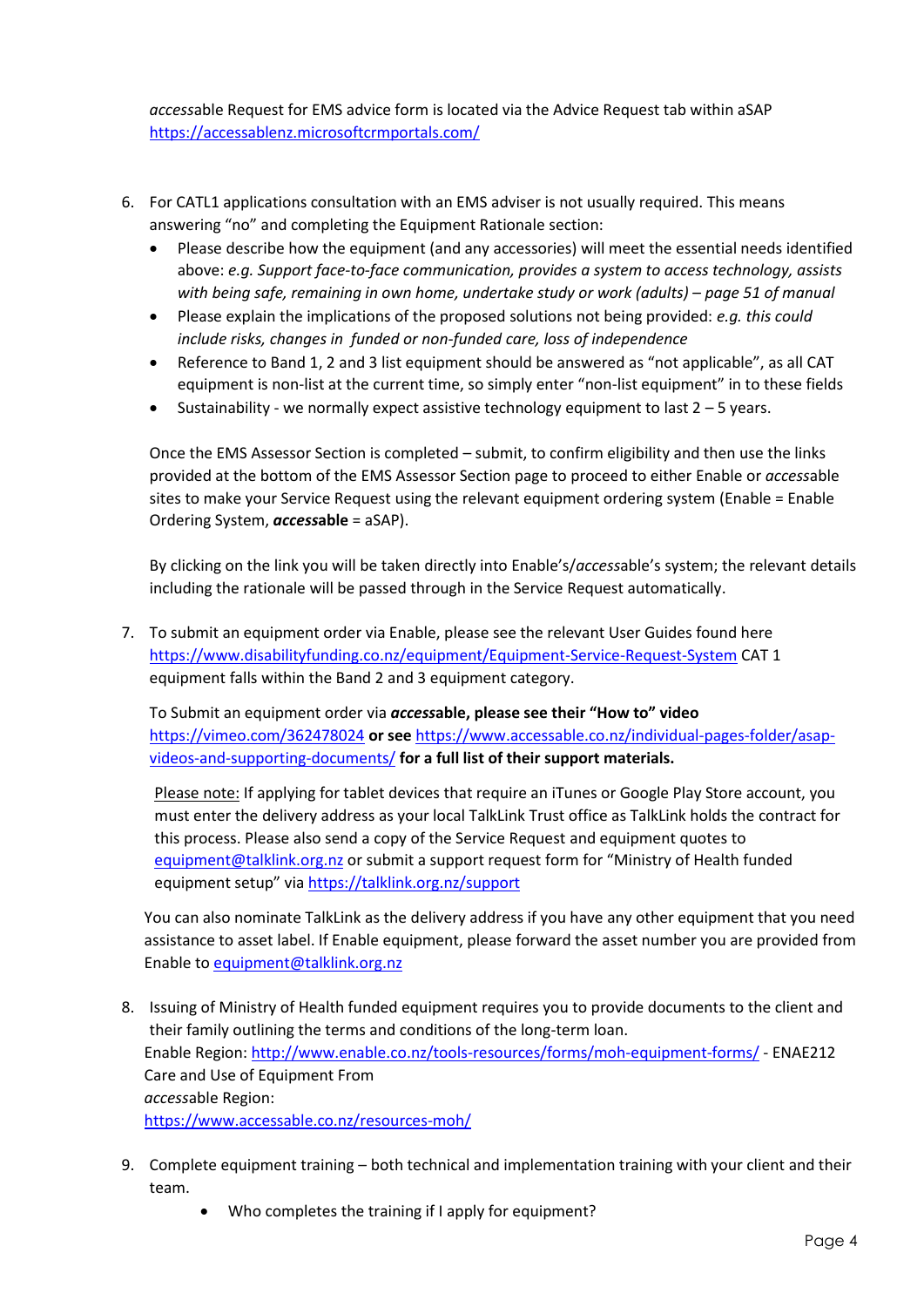*access*able Request for EMS advice form is located via the Advice Request tab within aSAP https://accessablenz.microsoftcrmportals.com/

6. For CATL1 applications consultation with an EMS adviser is not usually required. This means answering "no" and completing the Equipment Rationale section:
   - Please describe how the equipment (and any accessories) will meet the essential needs identified above: *e.g. Support face-to-face communication, provides a system to access technology, assists with being safe, remaining in own home, undertake study or work (adults) – page 51 of manual*
   - Please explain the implications of the proposed solutions not being provided: *e.g. this could include risks, changes in funded or non-funded care, loss of independence*
   - Reference to Band 1, 2 and 3 list equipment should be answered as "not applicable", as all CAT equipment is non-list at the current time, so simply enter "non-list equipment" in to these fields
   - Sustainability - we normally expect assistive technology equipment to last 2 – 5 years.

   Once the EMS Assessor Section is completed – submit, to confirm eligibility and then use the links provided at the bottom of the EMS Assessor Section page to proceed to either Enable or *access*able sites to make your Service Request using the relevant equipment ordering system (Enable = Enable Ordering System, ***access*able** = aSAP).

   By clicking on the link you will be taken directly into Enable's/*access*able's system; the relevant details including the rationale will be passed through in the Service Request automatically.

7. To submit an equipment order via Enable, please see the relevant User Guides found here https://www.disabilityfunding.co.nz/equipment/Equipment-Service-Request-System CAT 1 equipment falls within the Band 2 and 3 equipment category.

   **To Submit an equipment order via *access*able, please see their "How to" video** https://vimeo.com/362478024 **or see** https://www.accessable.co.nz/individual-pages-folder/asap-videos-and-supporting-documents/ **for a full list of their support materials.**

   Please note: If applying for tablet devices that require an iTunes or Google Play Store account, you must enter the delivery address as your local TalkLink Trust office as TalkLink holds the contract for this process. Please also send a copy of the Service Request and equipment quotes to equipment@talklink.org.nz or submit a support request form for "Ministry of Health funded equipment setup" via https://talklink.org.nz/support

   You can also nominate TalkLink as the delivery address if you have any other equipment that you need assistance to asset label. If Enable equipment, please forward the asset number you are provided from Enable to equipment@talklink.org.nz

8. Issuing of Ministry of Health funded equipment requires you to provide documents to the client and their family outlining the terms and conditions of the long-term loan.
   Enable Region: http://www.enable.co.nz/tools-resources/forms/moh-equipment-forms/ - ENAE212 Care and Use of Equipment From
   *access*able Region:
   https://www.accessable.co.nz/resources-moh/

9. Complete equipment training – both technical and implementation training with your client and their team.
   - Who completes the training if I apply for equipment?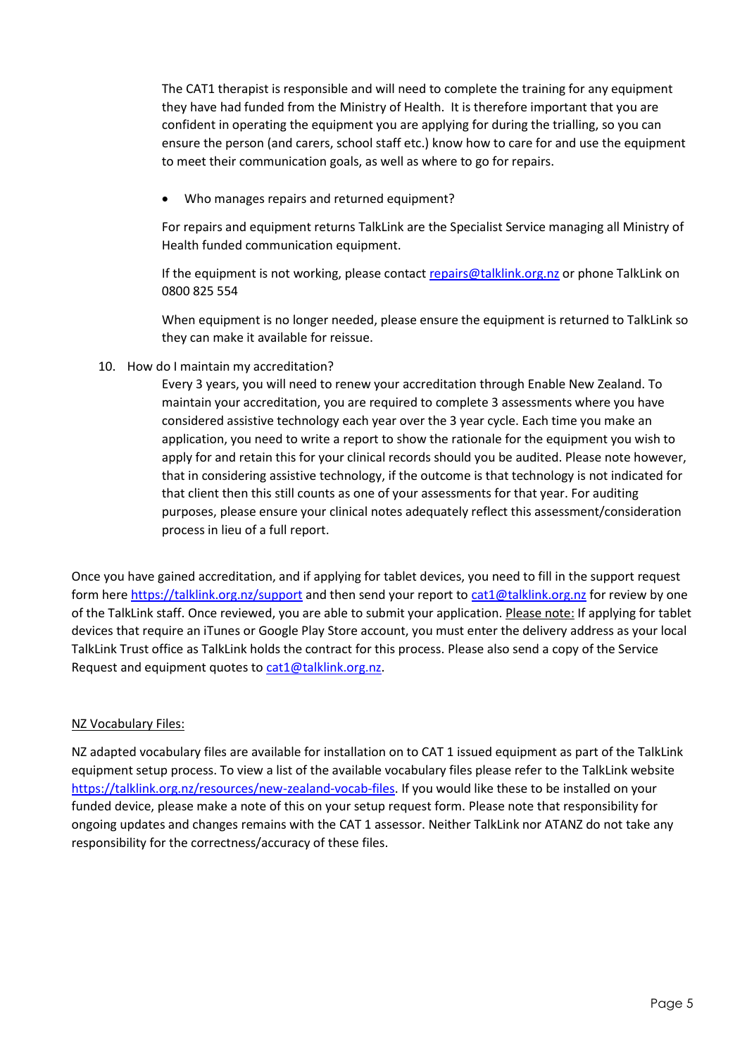The CAT1 therapist is responsible and will need to complete the training for any equipment they have had funded from the Ministry of Health. It is therefore important that you are confident in operating the equipment you are applying for during the trialling, so you can ensure the person (and carers, school staff etc.) know how to care for and use the equipment to meet their communication goals, as well as where to go for repairs.

- Who manages repairs and returned equipment?

For repairs and equipment returns TalkLink are the Specialist Service managing all Ministry of Health funded communication equipment.

If the equipment is not working, please contact repairs@talklink.org.nz or phone TalkLink on 0800 825 554

When equipment is no longer needed, please ensure the equipment is returned to TalkLink so they can make it available for reissue.

10. How do I maintain my accreditation?

    Every 3 years, you will need to renew your accreditation through Enable New Zealand. To maintain your accreditation, you are required to complete 3 assessments where you have considered assistive technology each year over the 3 year cycle. Each time you make an application, you need to write a report to show the rationale for the equipment you wish to apply for and retain this for your clinical records should you be audited. Please note however, that in considering assistive technology, if the outcome is that technology is not indicated for that client then this still counts as one of your assessments for that year. For auditing purposes, please ensure your clinical notes adequately reflect this assessment/consideration process in lieu of a full report.

Once you have gained accreditation, and if applying for tablet devices, you need to fill in the support request form here https://talklink.org.nz/support and then send your report to cat1@talklink.org.nz for review by one of the TalkLink staff. Once reviewed, you are able to submit your application. Please note: If applying for tablet devices that require an iTunes or Google Play Store account, you must enter the delivery address as your local TalkLink Trust office as TalkLink holds the contract for this process. Please also send a copy of the Service Request and equipment quotes to cat1@talklink.org.nz.

NZ Vocabulary Files:

NZ adapted vocabulary files are available for installation on to CAT 1 issued equipment as part of the TalkLink equipment setup process. To view a list of the available vocabulary files please refer to the TalkLink website https://talklink.org.nz/resources/new-zealand-vocab-files. If you would like these to be installed on your funded device, please make a note of this on your setup request form. Please note that responsibility for ongoing updates and changes remains with the CAT 1 assessor. Neither TalkLink nor ATANZ do not take any responsibility for the correctness/accuracy of these files.